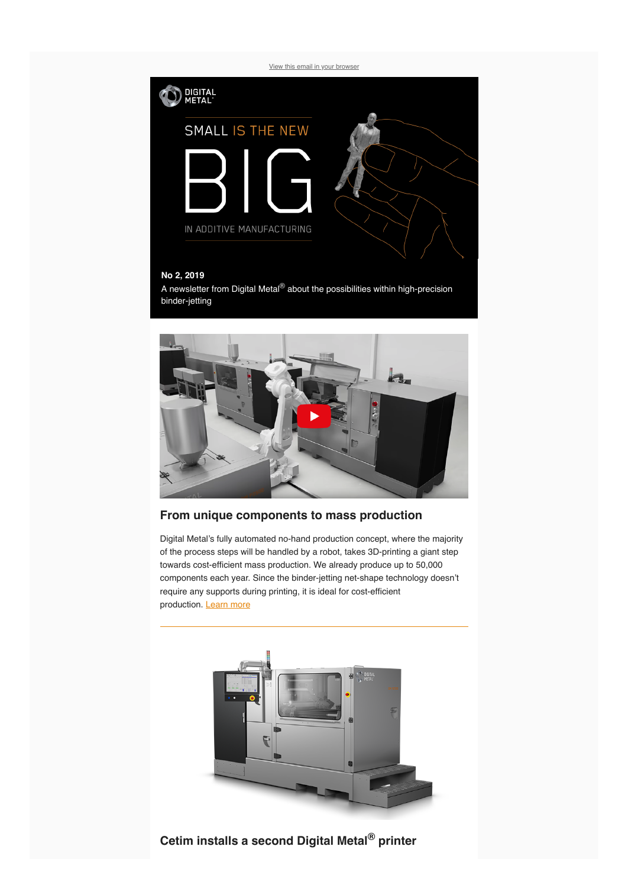View this email in your browser

DIGITAL METAL®

SMALL IS THE NEW

BIG

IN ADDITIVE MANUFACTURING

**No 2, 2019**

A newsletter from Digital Metal® about the possibilities within high-precision binder-jetting

## From unique components to mass production

Digital Metal's fully automated no-hand production concept, where the majority of the process steps will be handled by a robot, takes 3D-printing a giant step towards cost-efficient mass production. We already produce up to 50,000 components each year. Since the binder-jetting net-shape technology doesn't require any supports during printing, it is ideal for cost-efficient production. Learn more

---

## Cetim installs a second Digital Metal® printer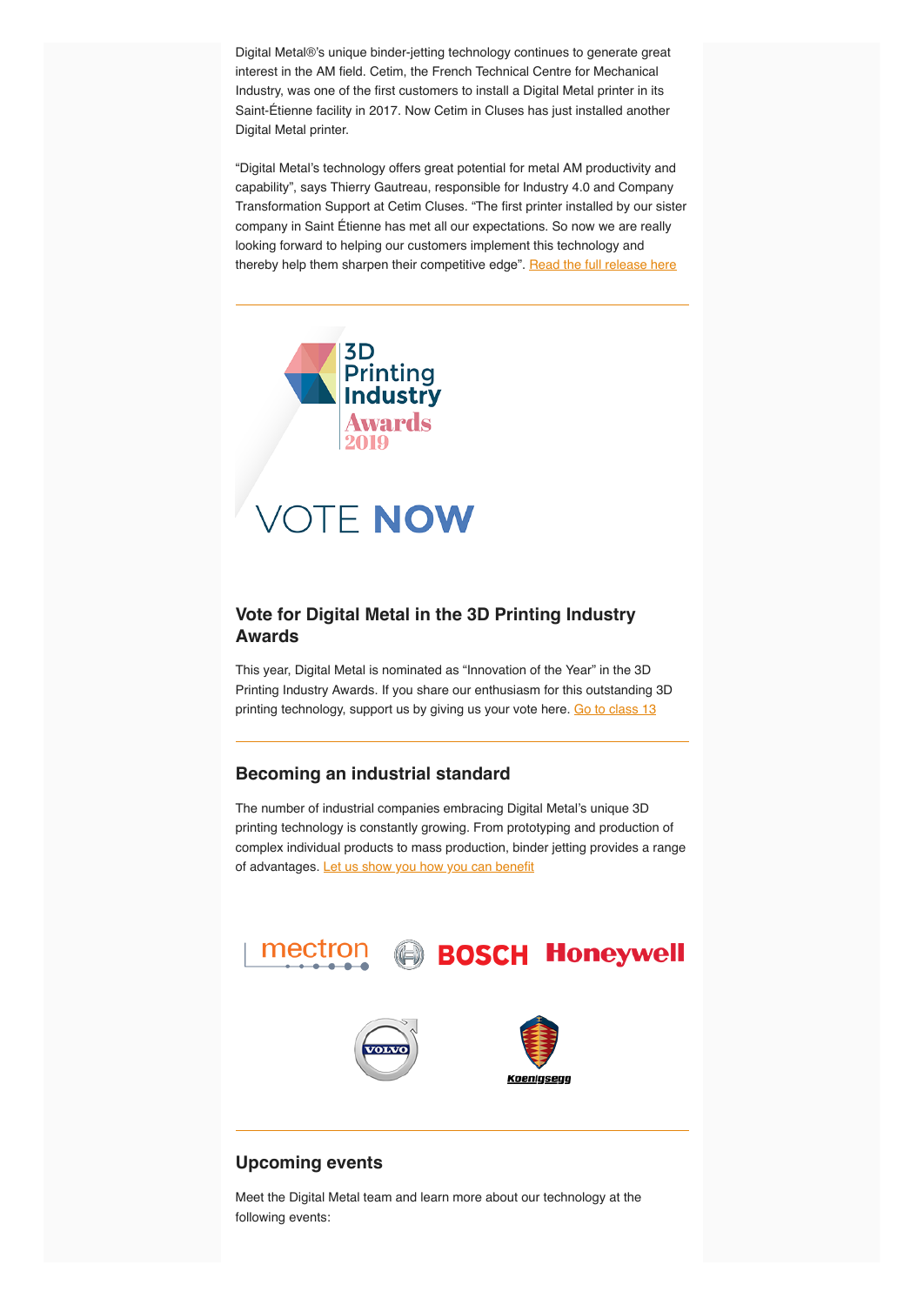Digital Metal®'s unique binder-jetting technology continues to generate great interest in the AM field. Cetim, the French Technical Centre for Mechanical Industry, was one of the first customers to install a Digital Metal printer in its Saint-Étienne facility in 2017. Now Cetim in Cluses has just installed another Digital Metal printer.

"Digital Metal's technology offers great potential for metal AM productivity and capability", says Thierry Gautreau, responsible for Industry 4.0 and Company Transformation Support at Cetim Cluses. "The first printer installed by our sister company in Saint Étienne has met all our expectations. So now we are really looking forward to helping our customers implement this technology and thereby help them sharpen their competitive edge". Read the full release here

---

3D Printing Industry Awards 2019

VOTE NOW

## Vote for Digital Metal in the 3D Printing Industry Awards

This year, Digital Metal is nominated as "Innovation of the Year" in the 3D Printing Industry Awards. If you share our enthusiasm for this outstanding 3D printing technology, support us by giving us your vote here. Go to class 13

---

## Becoming an industrial standard

The number of industrial companies embracing Digital Metal's unique 3D printing technology is constantly growing. From prototyping and production of complex individual products to mass production, binder jetting provides a range of advantages. Let us show you how you can benefit

mectron BOSCH Honeywell VOLVO Koenigsegg

---

## Upcoming events

Meet the Digital Metal team and learn more about our technology at the following events: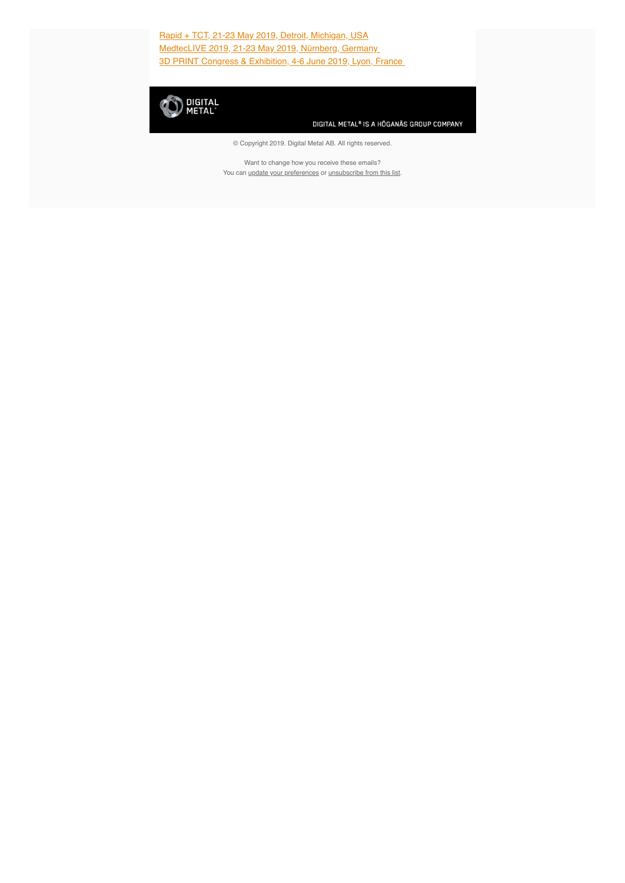Rapid + TCT, 21-23 May 2019, Detroit, Michigan, USA
MedtecLIVE 2019, 21-23 May 2019, Nürnberg, Germany
3D PRINT Congress & Exhibition, 4-6 June 2019, Lyon, France

DIGITAL METAL

DIGITAL METAL® IS A HÖGANÄS GROUP COMPANY

© Copyright 2019. Digital Metal AB. All rights reserved.

Want to change how you receive these emails?
You can update your preferences or unsubscribe from this list.